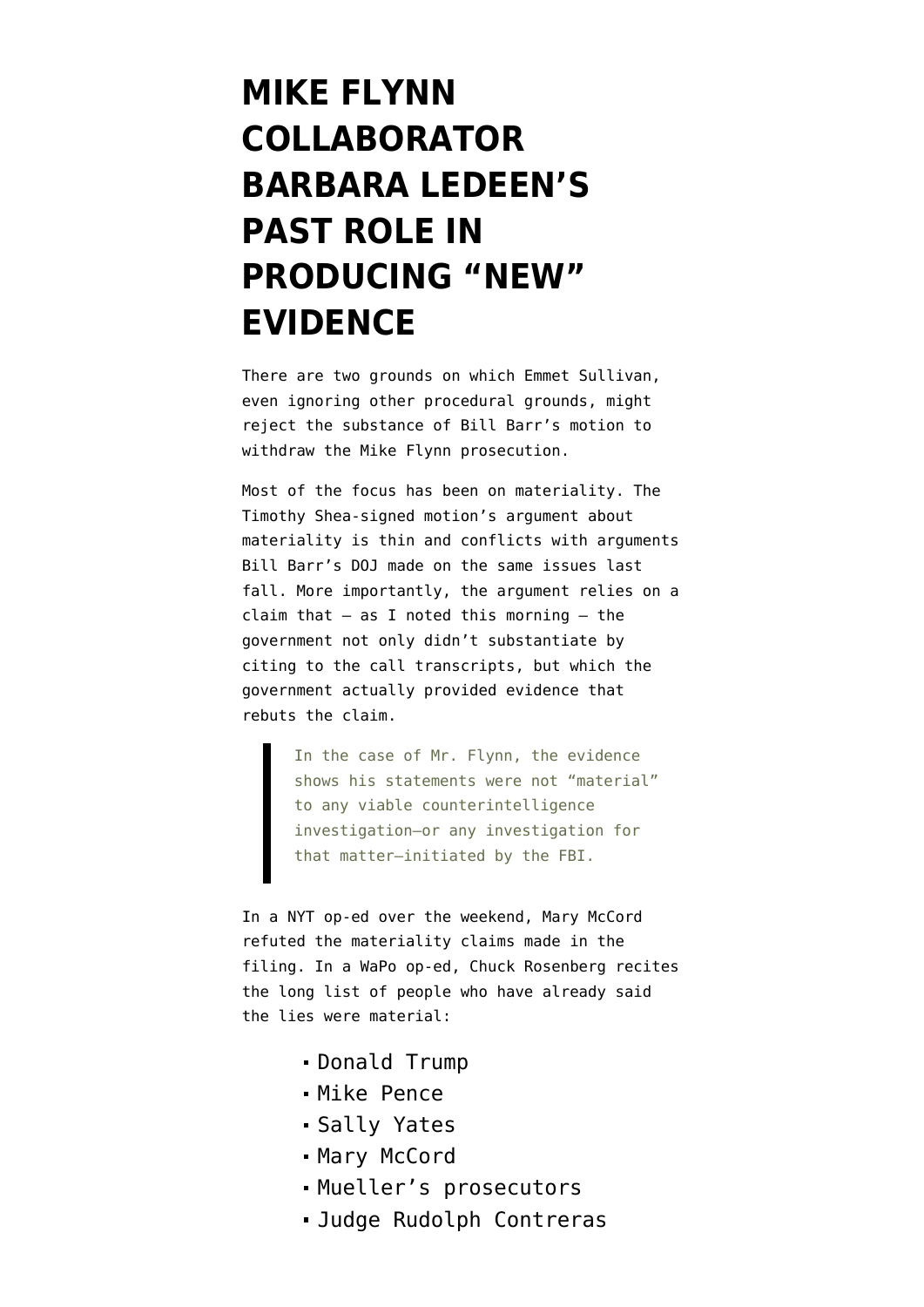# MIKE FLYNN COLLABORATOR BARBARA LEDEEN'S PAST ROLE IN PRODUCING "NEW" EVIDENCE

There are two grounds on which Emmet Sullivan, even ignoring other procedural grounds, might reject the substance of Bill Barr's motion to withdraw the Mike Flynn prosecution.

Most of the focus has been on materiality. The Timothy Shea-signed motion's argument about materiality is thin and conflicts with arguments Bill Barr's DOJ made on the same issues last fall. More importantly, the argument relies on a claim that — as I noted this morning — the government not only didn't substantiate by citing to the call transcripts, but which the government actually provided evidence that rebuts the claim.

> In the case of Mr. Flynn, the evidence shows his statements were not "material" to any viable counterintelligence investigation—or any investigation for that matter—initiated by the FBI.

In a NYT op-ed over the weekend, Mary McCord refuted the materiality claims made in the filing. In a WaPo op-ed, Chuck Rosenberg recites the long list of people who have already said the lies were material:

- Donald Trump
- Mike Pence
- Sally Yates
- Mary McCord
- Mueller's prosecutors
- Judge Rudolph Contreras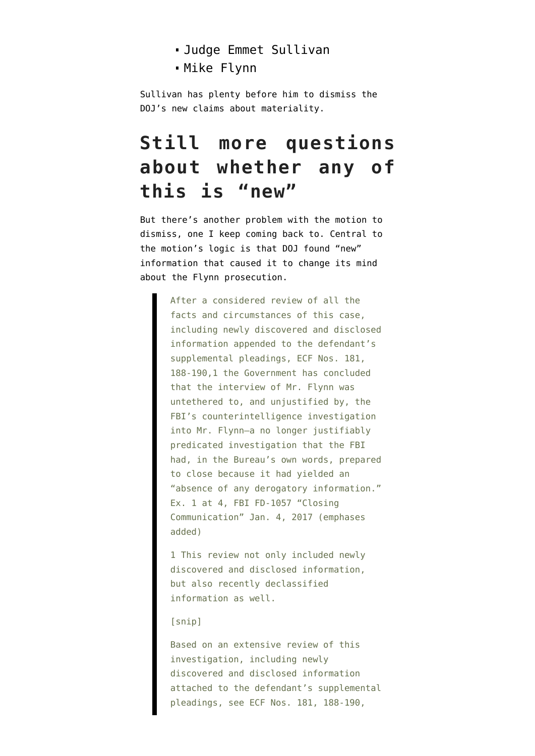- Judge Emmet Sullivan
- Mike Flynn

Sullivan has plenty before him to dismiss the DOJ's new claims about materiality.

## Still more questions about whether any of this is "new"

But there's another problem with the motion to dismiss, one I keep coming back to. Central to the motion's logic is that DOJ found "new" information that caused it to change its mind about the Flynn prosecution.

> After a considered review of all the facts and circumstances of this case, including newly discovered and disclosed information appended to the defendant's supplemental pleadings, ECF Nos. 181, 188-190,1 the Government has concluded that the interview of Mr. Flynn was untethered to, and unjustified by, the FBI's counterintelligence investigation into Mr. Flynn—a no longer justifiably predicated investigation that the FBI had, in the Bureau's own words, prepared to close because it had yielded an "absence of any derogatory information." Ex. 1 at 4, FBI FD-1057 "Closing Communication" Jan. 4, 2017 (emphases added)
>
> 1 This review not only included newly discovered and disclosed information, but also recently declassified information as well.
>
> [snip]
>
> Based on an extensive review of this investigation, including newly discovered and disclosed information attached to the defendant's supplemental pleadings, see ECF Nos. 181, 188-190,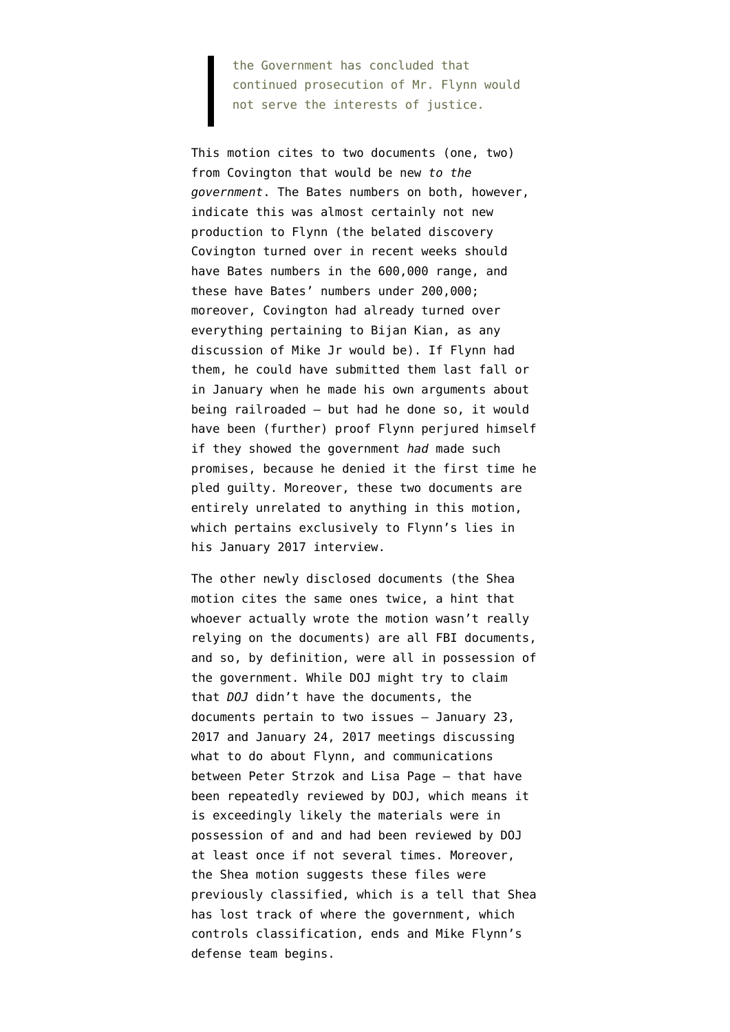> the Government has concluded that continued prosecution of Mr. Flynn would not serve the interests of justice.

This motion cites to two documents (one, two) from Covington that would be new *to the government*. The Bates numbers on both, however, indicate this was almost certainly not new production to Flynn (the belated discovery Covington turned over in recent weeks should have Bates numbers in the 600,000 range, and these have Bates' numbers under 200,000; moreover, Covington had already turned over everything pertaining to Bijan Kian, as any discussion of Mike Jr would be). If Flynn had them, he could have submitted them last fall or in January when he made his own arguments about being railroaded — but had he done so, it would have been (further) proof Flynn perjured himself if they showed the government *had* made such promises, because he denied it the first time he pled guilty. Moreover, these two documents are entirely unrelated to anything in this motion, which pertains exclusively to Flynn's lies in his January 2017 interview.

The other newly disclosed documents (the Shea motion cites the same ones twice, a hint that whoever actually wrote the motion wasn't really relying on the documents) are all FBI documents, and so, by definition, were all in possession of the government. While DOJ might try to claim that *DOJ* didn't have the documents, the documents pertain to two issues — January 23, 2017 and January 24, 2017 meetings discussing what to do about Flynn, and communications between Peter Strzok and Lisa Page — that have been repeatedly reviewed by DOJ, which means it is exceedingly likely the materials were in possession of and and had been reviewed by DOJ at least once if not several times. Moreover, the Shea motion suggests these files were previously classified, which is a tell that Shea has lost track of where the government, which controls classification, ends and Mike Flynn's defense team begins.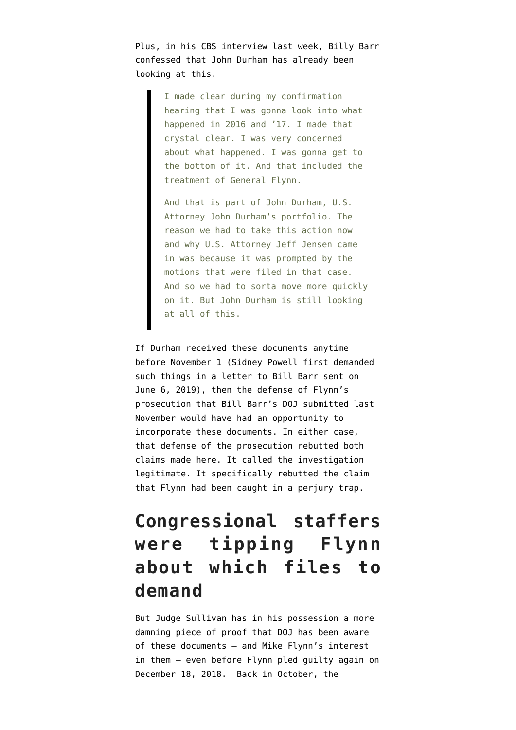Plus, in his CBS interview last week, Billy Barr confessed that John Durham has already been looking at this.

> I made clear during my confirmation hearing that I was gonna look into what happened in 2016 and '17. I made that crystal clear. I was very concerned about what happened. I was gonna get to the bottom of it. And that included the treatment of General Flynn.
>
> And that is part of John Durham, U.S. Attorney John Durham's portfolio. The reason we had to take this action now and why U.S. Attorney Jeff Jensen came in was because it was prompted by the motions that were filed in that case. And so we had to sorta move more quickly on it. But John Durham is still looking at all of this.

If Durham received these documents anytime before November 1 (Sidney Powell first demanded such things in a letter to Bill Barr sent on June 6, 2019), then the defense of Flynn's prosecution that Bill Barr's DOJ submitted last November would have had an opportunity to incorporate these documents. In either case, that defense of the prosecution rebutted both claims made here. It called the investigation legitimate. It specifically rebutted the claim that Flynn had been caught in a perjury trap.

## Congressional staffers were tipping Flynn about which files to demand

But Judge Sullivan has in his possession a more damning piece of proof that DOJ has been aware of these documents — and Mike Flynn's interest in them — even before Flynn pled guilty again on December 18, 2018. Back in October, the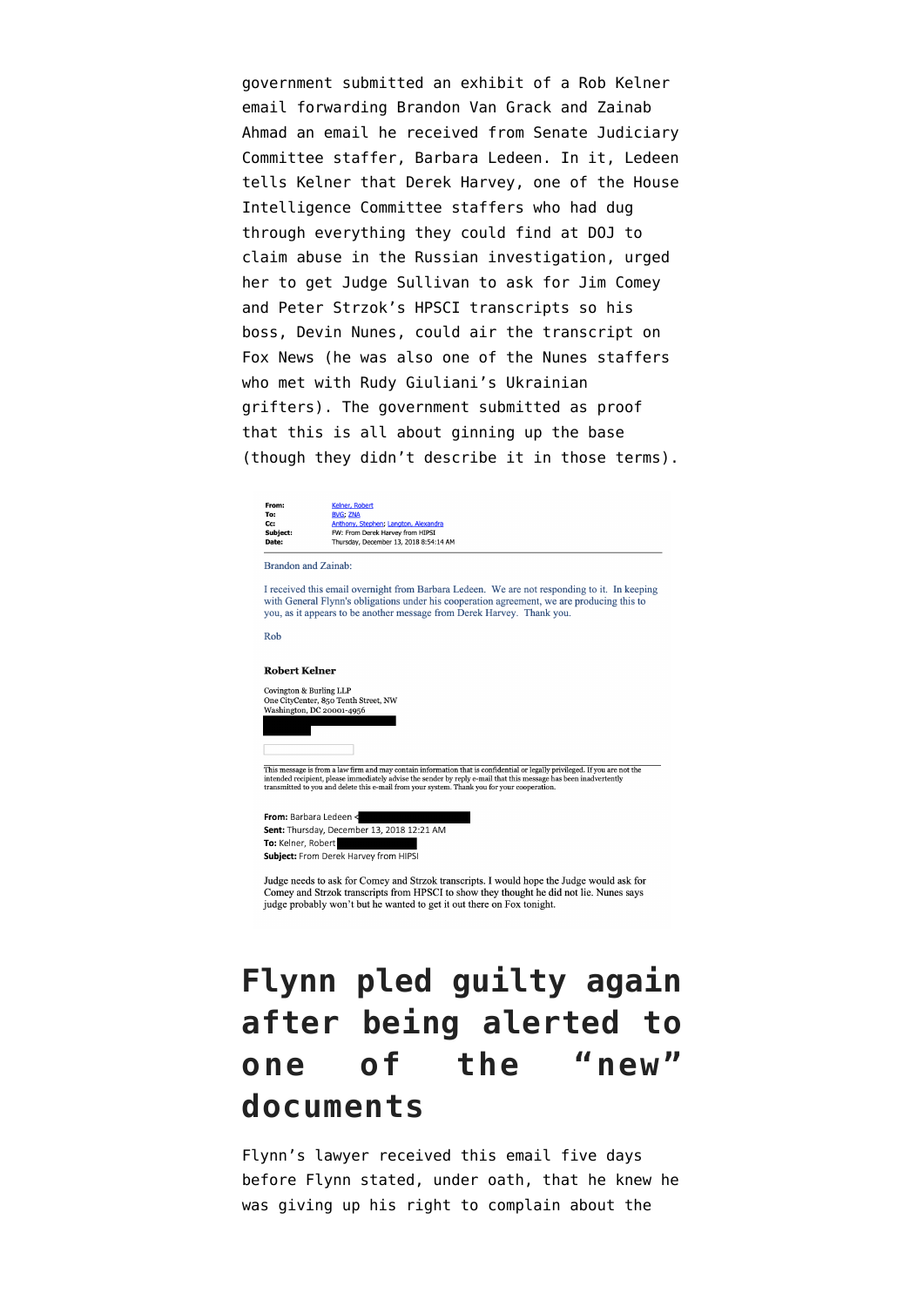government submitted an exhibit of a Rob Kelner email forwarding Brandon Van Grack and Zainab Ahmad an email he received from Senate Judiciary Committee staffer, Barbara Ledeen. In it, Ledeen tells Kelner that Derek Harvey, one of the House Intelligence Committee staffers who had dug through everything they could find at DOJ to claim abuse in the Russian investigation, urged her to get Judge Sullivan to ask for Jim Comey and Peter Strzok's HPSCI transcripts so his boss, Devin Nunes, could air the transcript on Fox News (he was also one of the Nunes staffers who met with Rudy Giuliani's Ukrainian grifters). The government submitted as proof that this is all about ginning up the base (though they didn't describe it in those terms).

**From:** Kelner, Robert
**To:** BVG; ZNA
**Cc:** Anthony, Stephen; Langton, Alexandra
**Subject:** FW: From Derek Harvey from HIPSI
**Date:** Thursday, December 13, 2018 8:54:14 AM

Brandon and Zainab:

I received this email overnight from Barbara Ledeen. We are not responding to it. In keeping with General Flynn's obligations under his cooperation agreement, we are producing this to you, as it appears to be another message from Derek Harvey. Thank you.

Rob

**Robert Kelner**

Covington & Burling LLP
One CityCenter, 850 Tenth Street, NW
Washington, DC 20001-4956

This message is from a law firm and may contain information that is confidential or legally privileged. If you are not the intended recipient, please immediately advise the sender by reply e-mail that this message has been inadvertently transmitted to you and delete this e-mail from your system. Thank you for your cooperation.

**From:** Barbara Ledeen <
**Sent:** Thursday, December 13, 2018 12:21 AM
**To:** Kelner, Robert
**Subject:** From Derek Harvey from HIPSI

Judge needs to ask for Comey and Strzok transcripts. I would hope the Judge would ask for Comey and Strzok transcripts from HPSCI to show they thought he did not lie. Nunes says judge probably won't but he wanted to get it out there on Fox tonight.

# Flynn pled guilty again after being alerted to one of the "new" documents

Flynn's lawyer received this email five days before Flynn stated, under oath, that he knew he was giving up his right to complain about the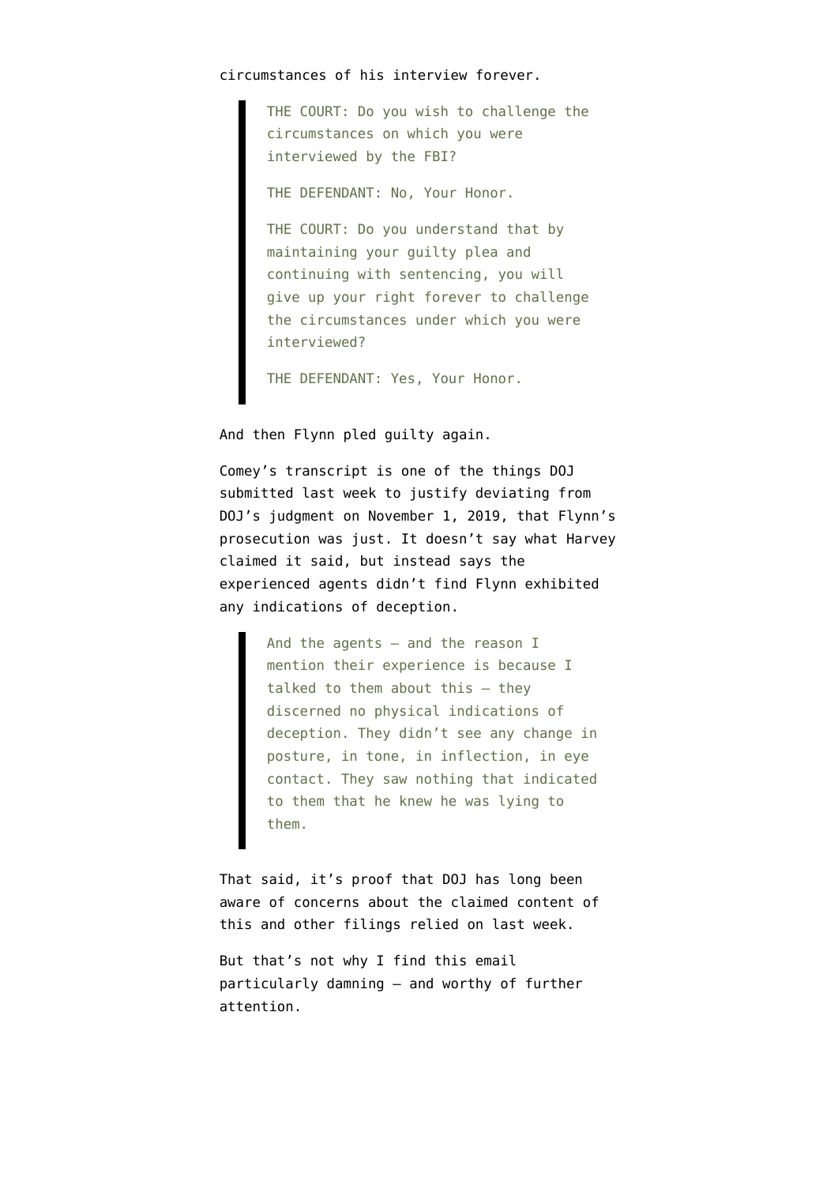circumstances of his interview forever.

> THE COURT: Do you wish to challenge the circumstances on which you were interviewed by the FBI?
>
> THE DEFENDANT: No, Your Honor.
>
> THE COURT: Do you understand that by maintaining your guilty plea and continuing with sentencing, you will give up your right forever to challenge the circumstances under which you were interviewed?
>
> THE DEFENDANT: Yes, Your Honor.

And then Flynn pled guilty again.

Comey's transcript is one of the things DOJ submitted last week to justify deviating from DOJ's judgment on November 1, 2019, that Flynn's prosecution was just. It doesn't say what Harvey claimed it said, but instead says the experienced agents didn't find Flynn exhibited any indications of deception.

> And the agents — and the reason I mention their experience is because I talked to them about this — they discerned no physical indications of deception. They didn't see any change in posture, in tone, in inflection, in eye contact. They saw nothing that indicated to them that he knew he was lying to them.

That said, it's proof that DOJ has long been aware of concerns about the claimed content of this and other filings relied on last week.

But that's not why I find this email particularly damning — and worthy of further attention.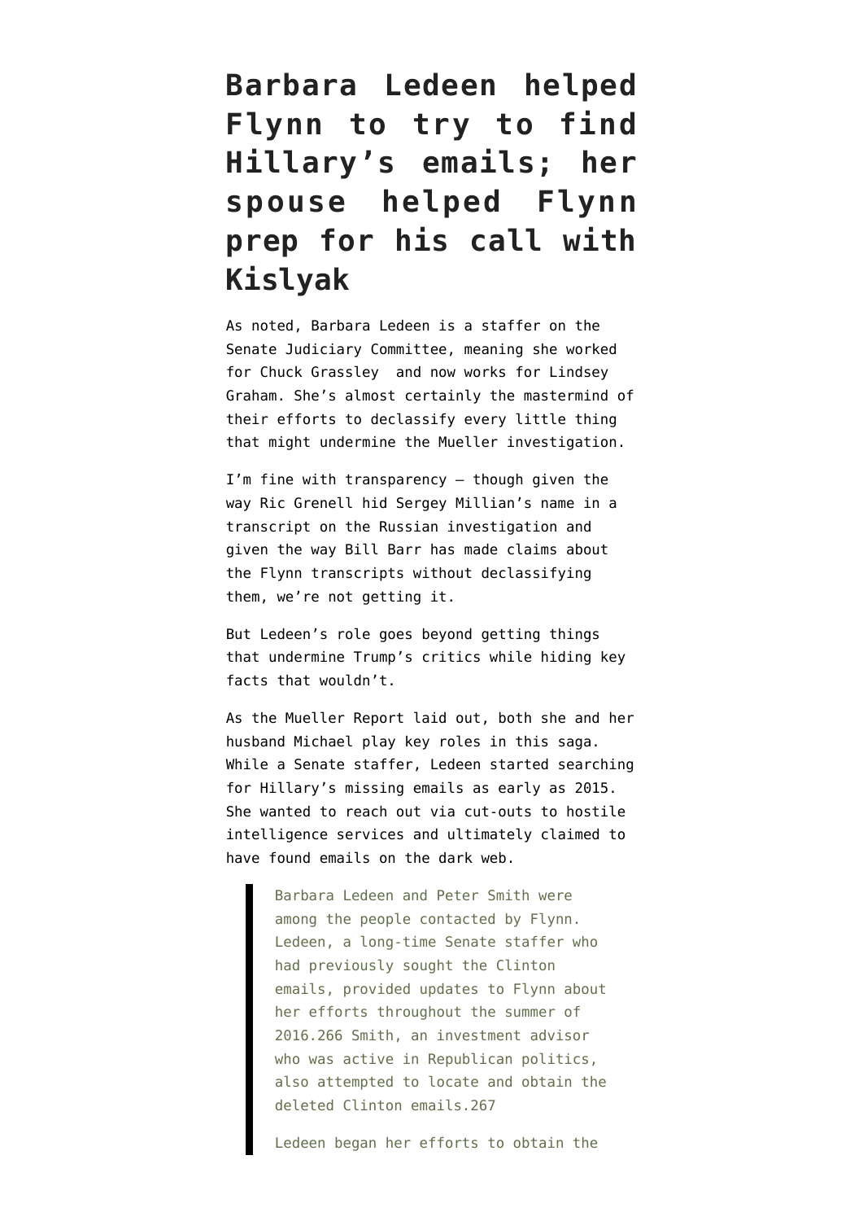# Barbara Ledeen helped Flynn to try to find Hillary's emails; her spouse helped Flynn prep for his call with Kislyak

As noted, Barbara Ledeen is a staffer on the Senate Judiciary Committee, meaning she worked for Chuck Grassley and now works for Lindsey Graham. She's almost certainly the mastermind of their efforts to declassify every little thing that might undermine the Mueller investigation.

I'm fine with transparency — though given the way Ric Grenell hid Sergey Millian's name in a transcript on the Russian investigation and given the way Bill Barr has made claims about the Flynn transcripts without declassifying them, we're not getting it.

But Ledeen's role goes beyond getting things that undermine Trump's critics while hiding key facts that wouldn't.

As the Mueller Report laid out, both she and her husband Michael play key roles in this saga. While a Senate staffer, Ledeen started searching for Hillary's missing emails as early as 2015. She wanted to reach out via cut-outs to hostile intelligence services and ultimately claimed to have found emails on the dark web.

> Barbara Ledeen and Peter Smith were among the people contacted by Flynn. Ledeen, a long-time Senate staffer who had previously sought the Clinton emails, provided updates to Flynn about her efforts throughout the summer of 2016.266 Smith, an investment advisor who was active in Republican politics, also attempted to locate and obtain the deleted Clinton emails.267
>
> Ledeen began her efforts to obtain the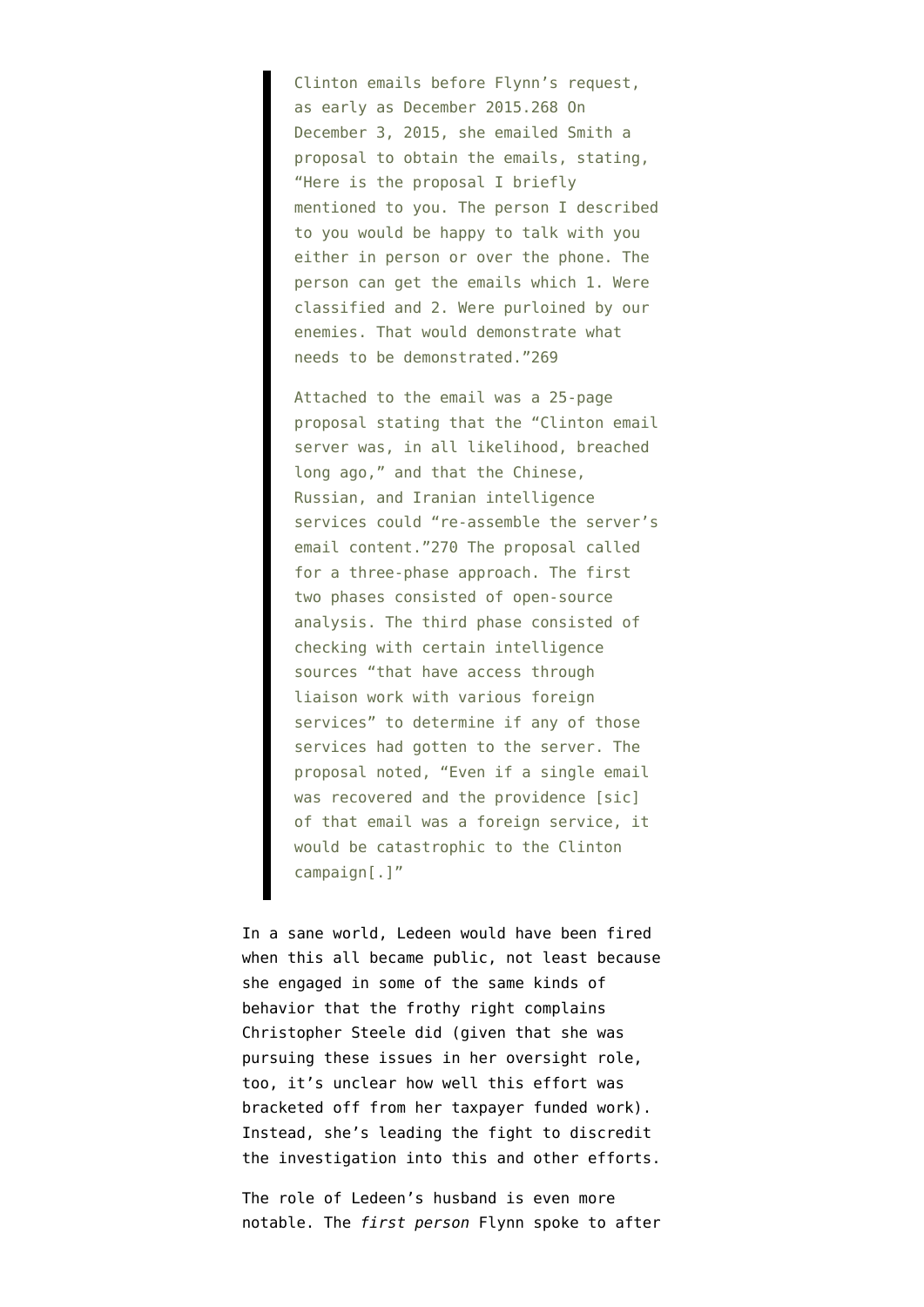> Clinton emails before Flynn's request, as early as December 2015.268 On December 3, 2015, she emailed Smith a proposal to obtain the emails, stating, "Here is the proposal I briefly mentioned to you. The person I described to you would be happy to talk with you either in person or over the phone. The person can get the emails which 1. Were classified and 2. Were purloined by our enemies. That would demonstrate what needs to be demonstrated."269
>
> Attached to the email was a 25-page proposal stating that the "Clinton email server was, in all likelihood, breached long ago," and that the Chinese, Russian, and Iranian intelligence services could "re-assemble the server's email content."270 The proposal called for a three-phase approach. The first two phases consisted of open-source analysis. The third phase consisted of checking with certain intelligence sources "that have access through liaison work with various foreign services" to determine if any of those services had gotten to the server. The proposal noted, "Even if a single email was recovered and the providence [sic] of that email was a foreign service, it would be catastrophic to the Clinton campaign[.]"

In a sane world, Ledeen would have been fired when this all became public, not least because she engaged in some of the same kinds of behavior that the frothy right complains Christopher Steele did (given that she was pursuing these issues in her oversight role, too, it's unclear how well this effort was bracketed off from her taxpayer funded work). Instead, she's leading the fight to discredit the investigation into this and other efforts.

The role of Ledeen's husband is even more notable. The *first person* Flynn spoke to after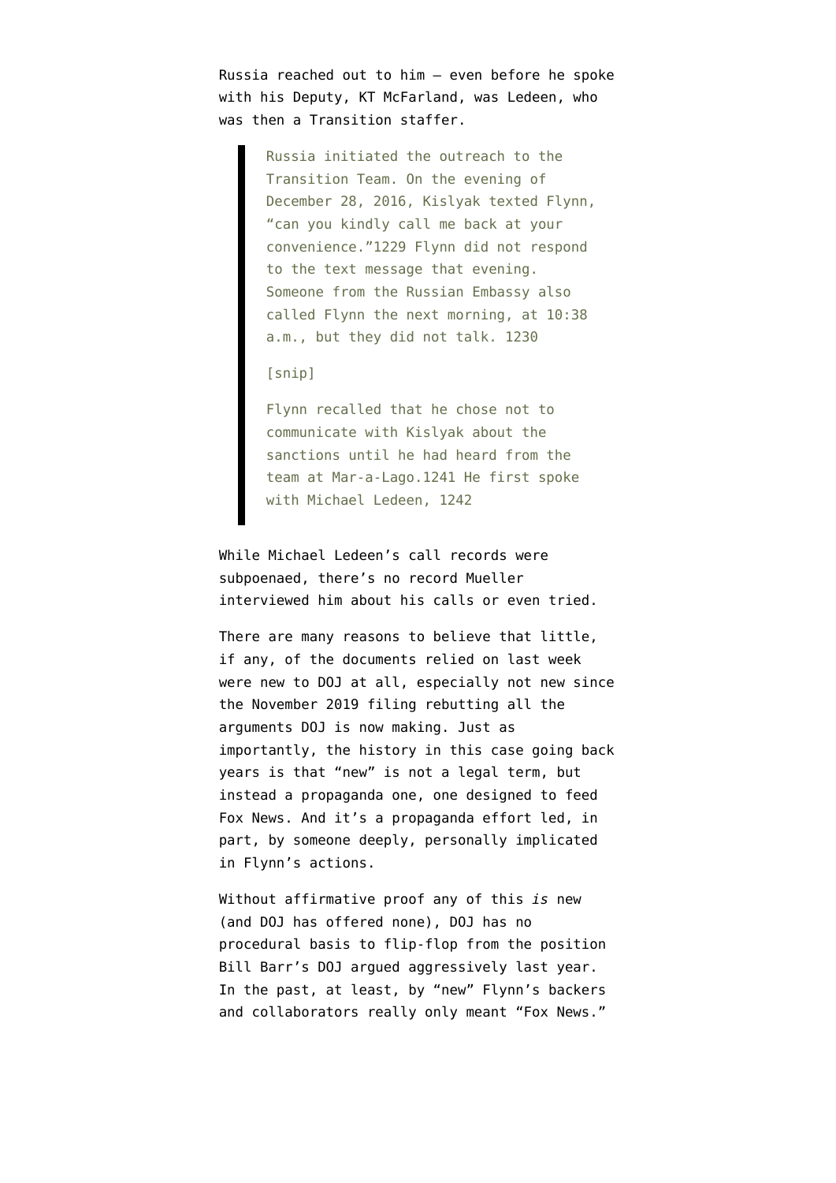Russia reached out to him — even before he spoke with his Deputy, KT McFarland, was Ledeen, who was then a Transition staffer.

> Russia initiated the outreach to the Transition Team. On the evening of December 28, 2016, Kislyak texted Flynn, "can you kindly call me back at your convenience."1229 Flynn did not respond to the text message that evening. Someone from the Russian Embassy also called Flynn the next morning, at 10:38 a.m., but they did not talk. 1230
>
> [snip]
>
> Flynn recalled that he chose not to communicate with Kislyak about the sanctions until he had heard from the team at Mar-a-Lago.1241 He first spoke with Michael Ledeen, 1242

While Michael Ledeen's call records were subpoenaed, there's no record Mueller interviewed him about his calls or even tried.

There are many reasons to believe that little, if any, of the documents relied on last week were new to DOJ at all, especially not new since the November 2019 filing rebutting all the arguments DOJ is now making. Just as importantly, the history in this case going back years is that "new" is not a legal term, but instead a propaganda one, one designed to feed Fox News. And it's a propaganda effort led, in part, by someone deeply, personally implicated in Flynn's actions.

Without affirmative proof any of this *is* new (and DOJ has offered none), DOJ has no procedural basis to flip-flop from the position Bill Barr's DOJ argued aggressively last year. In the past, at least, by "new" Flynn's backers and collaborators really only meant "Fox News."